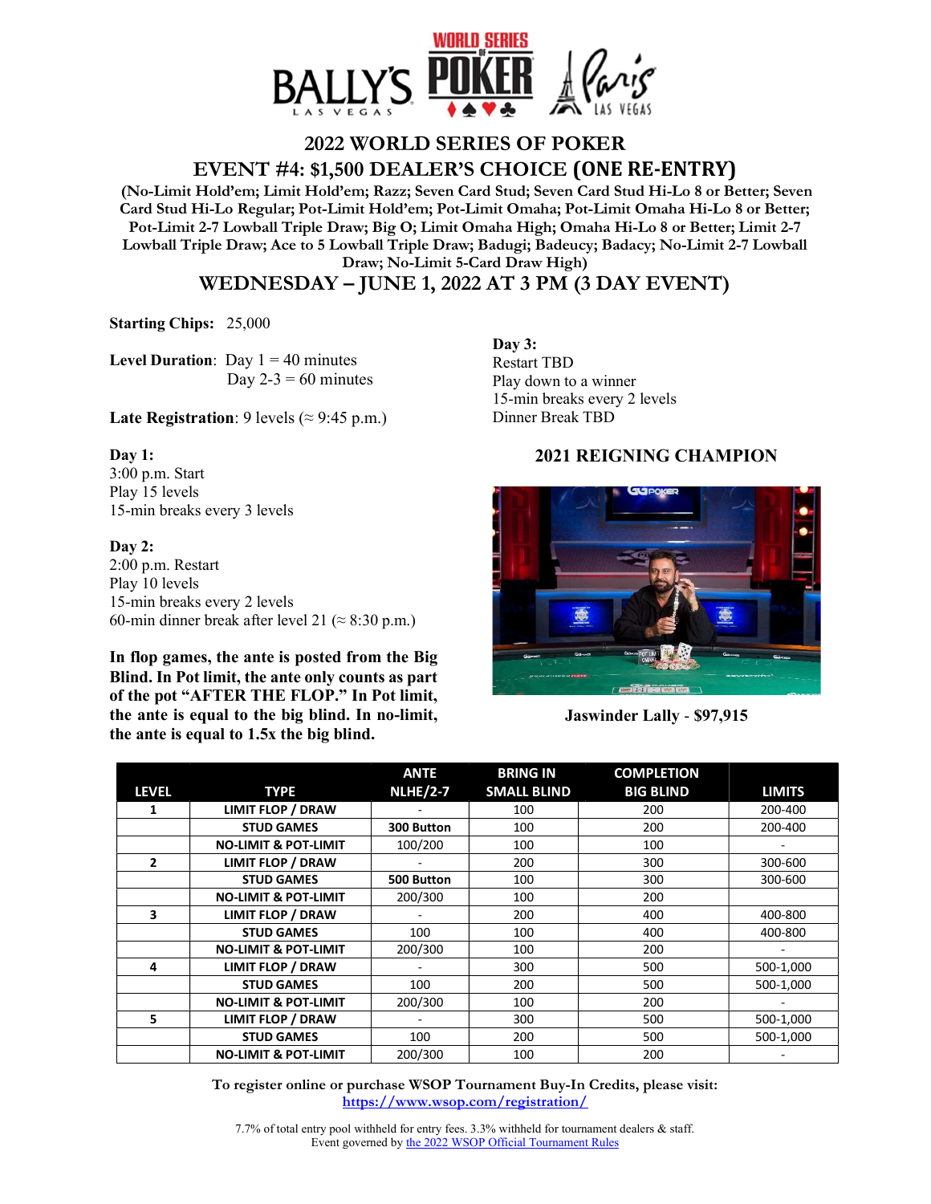# 2022 WORLD SERIES OF POKER

## EVENT #4: $1,500 DEALER'S CHOICE (ONE RE-ENTRY)

**(No-Limit Hold'em; Limit Hold'em; Razz; Seven Card Stud; Seven Card Stud Hi-Lo 8 or Better; Seven Card Stud Hi-Lo Regular; Pot-Limit Hold'em; Pot-Limit Omaha; Pot-Limit Omaha Hi-Lo 8 or Better; Pot-Limit 2-7 Lowball Triple Draw; Big O; Limit Omaha High; Omaha Hi-Lo 8 or Better; Limit 2-7 Lowball Triple Draw; Ace to 5 Lowball Triple Draw; Badugi; Badeucy; Badacy; No-Limit 2-7 Lowball Draw; No-Limit 5-Card Draw High)**

## WEDNESDAY – JUNE 1, 2022 AT 3 PM (3 DAY EVENT)

**Starting Chips:** 25,000

**Level Duration**: Day 1 = 40 minutes
Day 2-3 = 60 minutes

**Late Registration**: 9 levels (≈ 9:45 p.m.)

**Day 1:**
3:00 p.m. Start
Play 15 levels
15-min breaks every 3 levels

**Day 2:**
2:00 p.m. Restart
Play 10 levels
15-min breaks every 2 levels
60-min dinner break after level 21 (≈ 8:30 p.m.)

**In flop games, the ante is posted from the Big Blind. In Pot limit, the ante only counts as part of the pot "AFTER THE FLOP." In Pot limit, the ante is equal to the big blind. In no-limit, the ante is equal to 1.5x the big blind.**

**Day 3:**
Restart TBD
Play down to a winner
15-min breaks every 2 levels
Dinner Break TBD

### 2021 REIGNING CHAMPION

**Jaswinder Lally - $97,915**

| LEVEL | TYPE | ANTE NLHE/2-7 | BRING IN SMALL BLIND | COMPLETION BIG BLIND | LIMITS |
|---|---|---|---|---|---|
| 1 | LIMIT FLOP / DRAW | - | 100 | 200 | 200-400 |
| | STUD GAMES | 300 Button | 100 | 200 | 200-400 |
| | NO-LIMIT & POT-LIMIT | 100/200 | 100 | 100 | - |
| 2 | LIMIT FLOP / DRAW | - | 200 | 300 | 300-600 |
| | STUD GAMES | 500 Button | 100 | 300 | 300-600 |
| | NO-LIMIT & POT-LIMIT | 200/300 | 100 | 200 | |
| 3 | LIMIT FLOP / DRAW | - | 200 | 400 | 400-800 |
| | STUD GAMES | 100 | 100 | 400 | 400-800 |
| | NO-LIMIT & POT-LIMIT | 200/300 | 100 | 200 | - |
| 4 | LIMIT FLOP / DRAW | - | 300 | 500 | 500-1,000 |
| | STUD GAMES | 100 | 200 | 500 | 500-1,000 |
| | NO-LIMIT & POT-LIMIT | 200/300 | 100 | 200 | - |
| 5 | LIMIT FLOP / DRAW | - | 300 | 500 | 500-1,000 |
| | STUD GAMES | 100 | 200 | 500 | 500-1,000 |
| | NO-LIMIT & POT-LIMIT | 200/300 | 100 | 200 | - |

**To register online or purchase WSOP Tournament Buy-In Credits, please visit:**
**https://www.wsop.com/registration/**

7.7% of total entry pool withheld for entry fees. 3.3% withheld for tournament dealers & staff.
Event governed by the 2022 WSOP Official Tournament Rules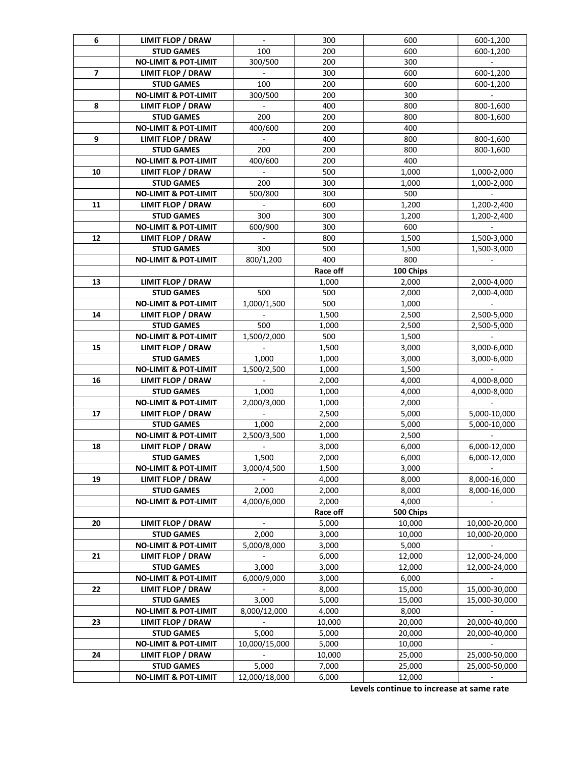| | | | | | |
|---|---|---|---|---|---|
| 6 | LIMIT FLOP / DRAW | - | 300 | 600 | 600-1,200 |
| | STUD GAMES | 100 | 200 | 600 | 600-1,200 |
| | NO-LIMIT & POT-LIMIT | 300/500 | 200 | 300 | - |
| 7 | LIMIT FLOP / DRAW | - | 300 | 600 | 600-1,200 |
| | STUD GAMES | 100 | 200 | 600 | 600-1,200 |
| | NO-LIMIT & POT-LIMIT | 300/500 | 200 | 300 | - |
| 8 | LIMIT FLOP / DRAW | - | 400 | 800 | 800-1,600 |
| | STUD GAMES | 200 | 200 | 800 | 800-1,600 |
| | NO-LIMIT & POT-LIMIT | 400/600 | 200 | 400 | |
| 9 | LIMIT FLOP / DRAW | - | 400 | 800 | 800-1,600 |
| | STUD GAMES | 200 | 200 | 800 | 800-1,600 |
| | NO-LIMIT & POT-LIMIT | 400/600 | 200 | 400 | |
| 10 | LIMIT FLOP / DRAW | - | 500 | 1,000 | 1,000-2,000 |
| | STUD GAMES | 200 | 300 | 1,000 | 1,000-2,000 |
| | NO-LIMIT & POT-LIMIT | 500/800 | 300 | 500 | - |
| 11 | LIMIT FLOP / DRAW | - | 600 | 1,200 | 1,200-2,400 |
| | STUD GAMES | 300 | 300 | 1,200 | 1,200-2,400 |
| | NO-LIMIT & POT-LIMIT | 600/900 | 300 | 600 | - |
| 12 | LIMIT FLOP / DRAW | - | 800 | 1,500 | 1,500-3,000 |
| | STUD GAMES | 300 | 500 | 1,500 | 1,500-3,000 |
| | NO-LIMIT & POT-LIMIT | 800/1,200 | 400 | 800 | - |
| | | | **Race off** | **100 Chips** | |
| 13 | LIMIT FLOP / DRAW | | 1,000 | 2,000 | 2,000-4,000 |
| | STUD GAMES | 500 | 500 | 2,000 | 2,000-4,000 |
| | NO-LIMIT & POT-LIMIT | 1,000/1,500 | 500 | 1,000 | - |
| 14 | LIMIT FLOP / DRAW | - | 1,500 | 2,500 | 2,500-5,000 |
| | STUD GAMES | 500 | 1,000 | 2,500 | 2,500-5,000 |
| | NO-LIMIT & POT-LIMIT | 1,500/2,000 | 500 | 1,500 | - |
| 15 | LIMIT FLOP / DRAW | - | 1,500 | 3,000 | 3,000-6,000 |
| | STUD GAMES | 1,000 | 1,000 | 3,000 | 3,000-6,000 |
| | NO-LIMIT & POT-LIMIT | 1,500/2,500 | 1,000 | 1,500 | - |
| 16 | LIMIT FLOP / DRAW | - | 2,000 | 4,000 | 4,000-8,000 |
| | STUD GAMES | 1,000 | 1,000 | 4,000 | 4,000-8,000 |
| | NO-LIMIT & POT-LIMIT | 2,000/3,000 | 1,000 | 2,000 | - |
| 17 | LIMIT FLOP / DRAW | - | 2,500 | 5,000 | 5,000-10,000 |
| | STUD GAMES | 1,000 | 2,000 | 5,000 | 5,000-10,000 |
| | NO-LIMIT & POT-LIMIT | 2,500/3,500 | 1,000 | 2,500 | - |
| 18 | LIMIT FLOP / DRAW | - | 3,000 | 6,000 | 6,000-12,000 |
| | STUD GAMES | 1,500 | 2,000 | 6,000 | 6,000-12,000 |
| | NO-LIMIT & POT-LIMIT | 3,000/4,500 | 1,500 | 3,000 | - |
| 19 | LIMIT FLOP / DRAW | - | 4,000 | 8,000 | 8,000-16,000 |
| | STUD GAMES | 2,000 | 2,000 | 8,000 | 8,000-16,000 |
| | NO-LIMIT & POT-LIMIT | 4,000/6,000 | 2,000 | 4,000 | - |
| | | | **Race off** | **500 Chips** | |
| 20 | LIMIT FLOP / DRAW | - | 5,000 | 10,000 | 10,000-20,000 |
| | STUD GAMES | 2,000 | 3,000 | 10,000 | 10,000-20,000 |
| | NO-LIMIT & POT-LIMIT | 5,000/8,000 | 3,000 | 5,000 | - |
| 21 | LIMIT FLOP / DRAW | - | 6,000 | 12,000 | 12,000-24,000 |
| | STUD GAMES | 3,000 | 3,000 | 12,000 | 12,000-24,000 |
| | NO-LIMIT & POT-LIMIT | 6,000/9,000 | 3,000 | 6,000 | - |
| 22 | LIMIT FLOP / DRAW | - | 8,000 | 15,000 | 15,000-30,000 |
| | STUD GAMES | 3,000 | 5,000 | 15,000 | 15,000-30,000 |
| | NO-LIMIT & POT-LIMIT | 8,000/12,000 | 4,000 | 8,000 | - |
| 23 | LIMIT FLOP / DRAW | - | 10,000 | 20,000 | 20,000-40,000 |
| | STUD GAMES | 5,000 | 5,000 | 20,000 | 20,000-40,000 |
| | NO-LIMIT & POT-LIMIT | 10,000/15,000 | 5,000 | 10,000 | - |
| 24 | LIMIT FLOP / DRAW | - | 10,000 | 25,000 | 25,000-50,000 |
| | STUD GAMES | 5,000 | 7,000 | 25,000 | 25,000-50,000 |
| | NO-LIMIT & POT-LIMIT | 12,000/18,000 | 6,000 | 12,000 | - |

**Levels continue to increase at same rate**